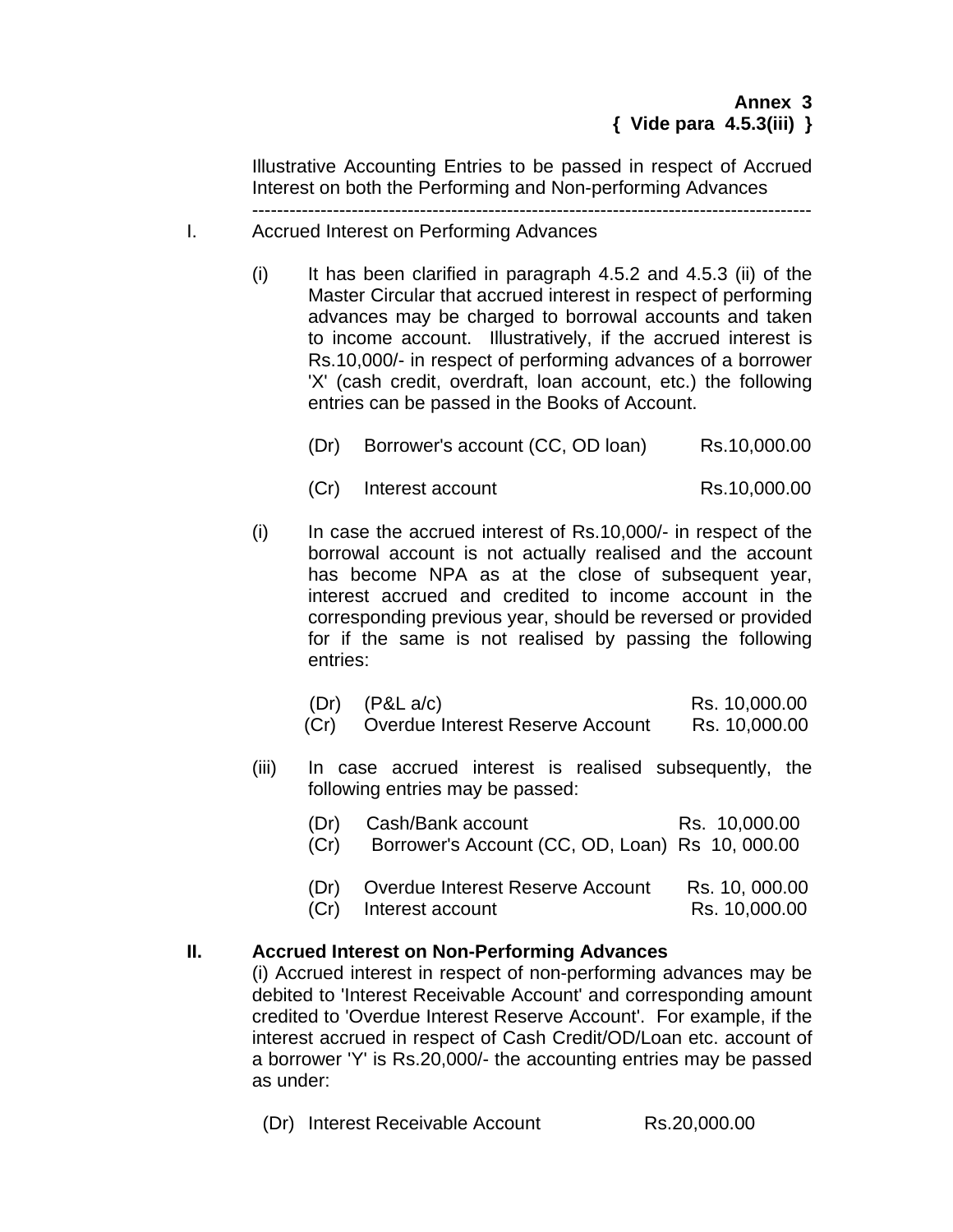**Annex 3**
**{ Vide para 4.5.3(iii) }**

Illustrative Accounting Entries to be passed in respect of Accrued Interest on both the Performing and Non-performing Advances

---

I. Accrued Interest on Performing Advances

(i) It has been clarified in paragraph 4.5.2 and 4.5.3 (ii) of the Master Circular that accrued interest in respect of performing advances may be charged to borrowal accounts and taken to income account. Illustratively, if the accrued interest is Rs.10,000/- in respect of performing advances of a borrower 'X' (cash credit, overdraft, loan account, etc.) the following entries can be passed in the Books of Account.

| | | |
|---|---|---|
| (Dr) | Borrower's account (CC, OD loan) | Rs.10,000.00 |
| (Cr) | Interest account | Rs.10,000.00 |

(i) In case the accrued interest of Rs.10,000/- in respect of the borrowal account is not actually realised and the account has become NPA as at the close of subsequent year, interest accrued and credited to income account in the corresponding previous year, should be reversed or provided for if the same is not realised by passing the following entries:

| | | |
|---|---|---|
| (Dr) | (P&L a/c) | Rs. 10,000.00 |
| (Cr) | Overdue Interest Reserve Account | Rs. 10,000.00 |

(iii) In case accrued interest is realised subsequently, the following entries may be passed:

| | | |
|---|---|---|
| (Dr) | Cash/Bank account | Rs. 10,000.00 |
| (Cr) | Borrower's Account (CC, OD, Loan) | Rs 10, 000.00 |
| (Dr) | Overdue Interest Reserve Account | Rs. 10, 000.00 |
| (Cr) | Interest account | Rs. 10,000.00 |

**II. Accrued Interest on Non-Performing Advances**

(i) Accrued interest in respect of non-performing advances may be debited to 'Interest Receivable Account' and corresponding amount credited to 'Overdue Interest Reserve Account'. For example, if the interest accrued in respect of Cash Credit/OD/Loan etc. account of a borrower 'Y' is Rs.20,000/- the accounting entries may be passed as under:

| | | |
|---|---|---|
| (Dr) | Interest Receivable Account | Rs.20,000.00 |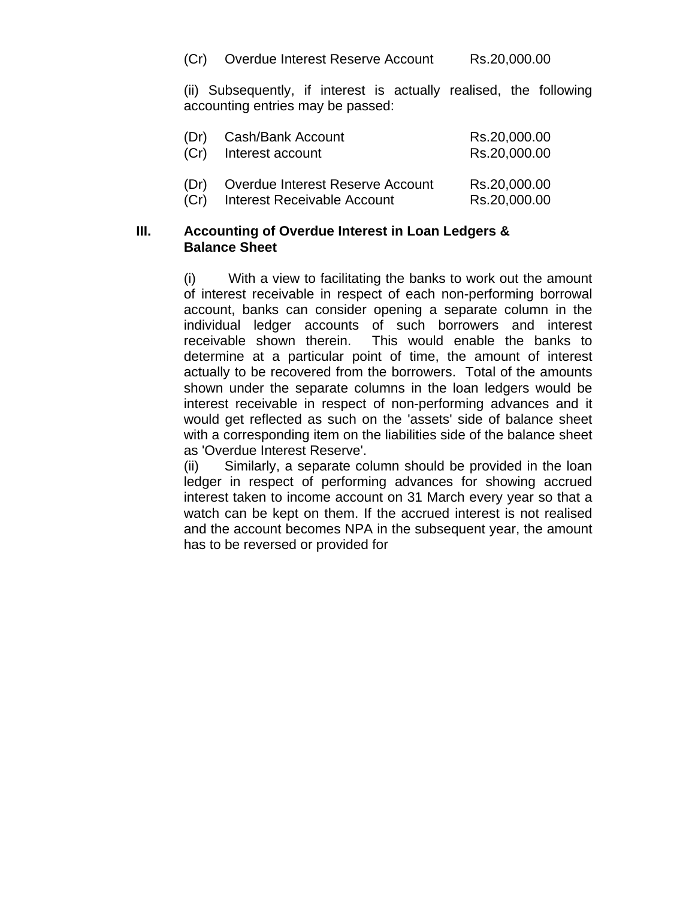| | | |
|---|---|---|
| (Cr) | Overdue Interest Reserve Account | Rs.20,000.00 |

(ii) Subsequently, if interest is actually realised, the following accounting entries may be passed:

| | | |
|---|---|---|
| (Dr) | Cash/Bank Account | Rs.20,000.00 |
| (Cr) | Interest account | Rs.20,000.00 |
| (Dr) | Overdue Interest Reserve Account | Rs.20,000.00 |
| (Cr) | Interest Receivable Account | Rs.20,000.00 |

**III. Accounting of Overdue Interest in Loan Ledgers & Balance Sheet**

(i) With a view to facilitating the banks to work out the amount of interest receivable in respect of each non-performing borrowal account, banks can consider opening a separate column in the individual ledger accounts of such borrowers and interest receivable shown therein. This would enable the banks to determine at a particular point of time, the amount of interest actually to be recovered from the borrowers. Total of the amounts shown under the separate columns in the loan ledgers would be interest receivable in respect of non-performing advances and it would get reflected as such on the 'assets' side of balance sheet with a corresponding item on the liabilities side of the balance sheet as 'Overdue Interest Reserve'.

(ii) Similarly, a separate column should be provided in the loan ledger in respect of performing advances for showing accrued interest taken to income account on 31 March every year so that a watch can be kept on them. If the accrued interest is not realised and the account becomes NPA in the subsequent year, the amount has to be reversed or provided for